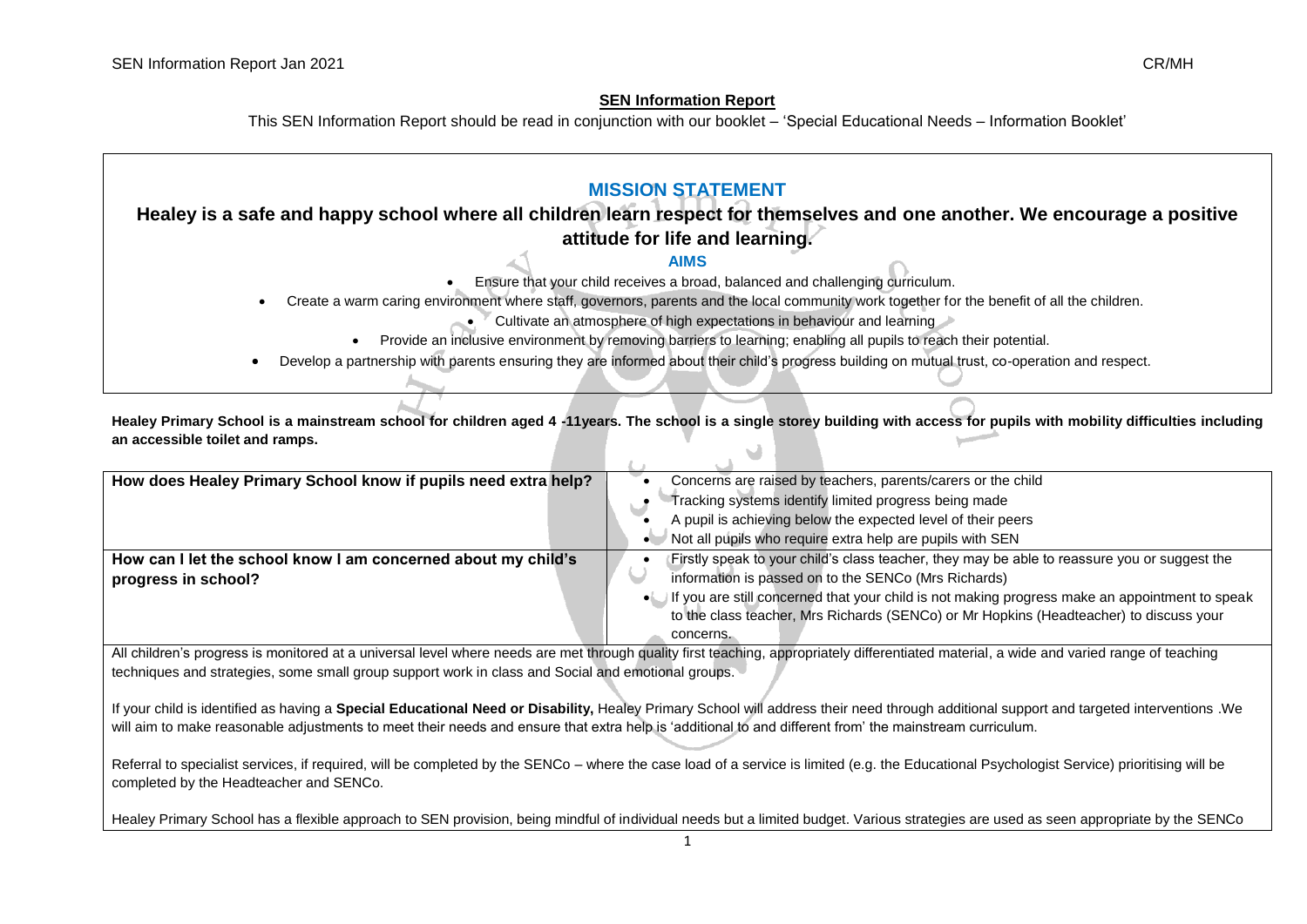**SEN Information Report**

This SEN Information Report should be read in conjunction with our booklet – 'Special Educational Needs – Information Booklet'

## MISSION STATEMENT

### Healey is a safe and happy school where all children learn respect for themselves and one another. We encourage a positive attitude for life and learning.

**AIMS**

- Ensure that your child receives a broad, balanced and challenging curriculum.
- Create a warm caring environment where staff, governors, parents and the local community work together for the benefit of all the children.
- Cultivate an atmosphere of high expectations in behaviour and learning
- Provide an inclusive environment by removing barriers to learning; enabling all pupils to reach their potential.
- Develop a partnership with parents ensuring they are informed about their child's progress building on mutual trust, co-operation and respect.

**Healey Primary School is a mainstream school for children aged 4 -11years. The school is a single storey building with access for pupils with mobility difficulties including an accessible toilet and ramps.**

| **How does Healey Primary School know if pupils need extra help?** | • Concerns are raised by teachers, parents/carers or the child<br>• Tracking systems identify limited progress being made<br>• A pupil is achieving below the expected level of their peers<br>• Not all pupils who require extra help are pupils with SEN |
|---|---|
| **How can I let the school know I am concerned about my child's progress in school?** | • Firstly speak to your child's class teacher, they may be able to reassure you or suggest the information is passed on to the SENCo (Mrs Richards)<br>• If you are still concerned that your child is not making progress make an appointment to speak to the class teacher, Mrs Richards (SENCo) or Mr Hopkins (Headteacher) to discuss your concerns. |

All children's progress is monitored at a universal level where needs are met through quality first teaching, appropriately differentiated material, a wide and varied range of teaching techniques and strategies, some small group support work in class and Social and emotional groups.

If your child is identified as having a **Special Educational Need or Disability,** Healey Primary School will address their need through additional support and targeted interventions .We will aim to make reasonable adjustments to meet their needs and ensure that extra help is 'additional to and different from' the mainstream curriculum.

Referral to specialist services, if required, will be completed by the SENCo – where the case load of a service is limited (e.g. the Educational Psychologist Service) prioritising will be completed by the Headteacher and SENCo.

Healey Primary School has a flexible approach to SEN provision, being mindful of individual needs but a limited budget. Various strategies are used as seen appropriate by the SENCo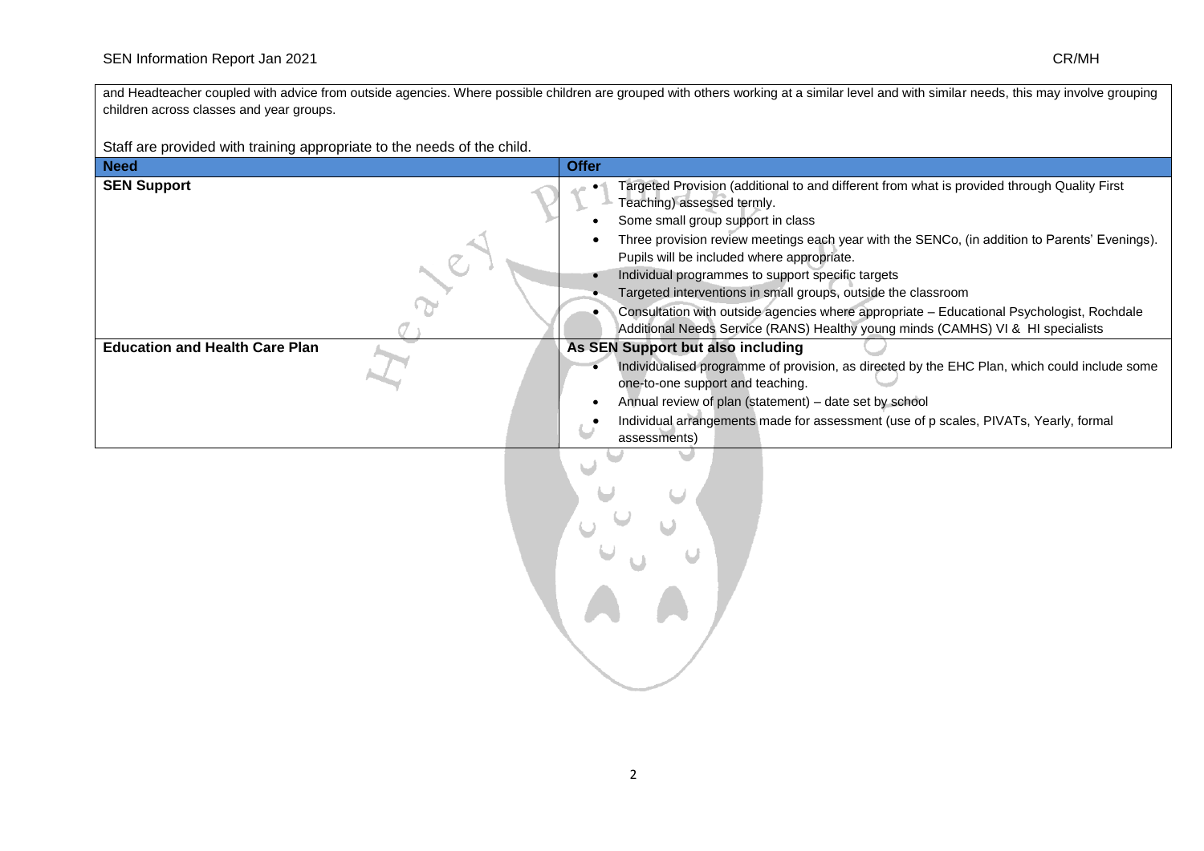and Headteacher coupled with advice from outside agencies. Where possible children are grouped with others working at a similar level and with similar needs, this may involve grouping children across classes and year groups.

Staff are provided with training appropriate to the needs of the child.

| Need | Offer |
|---|---|
| **SEN Support** | • Targeted Provision (additional to and different from what is provided through Quality First Teaching) assessed termly.<br>• Some small group support in class<br>• Three provision review meetings each year with the SENCo, (in addition to Parents' Evenings). Pupils will be included where appropriate.<br>• Individual programmes to support specific targets<br>• Targeted interventions in small groups, outside the classroom<br>• Consultation with outside agencies where appropriate – Educational Psychologist, Rochdale Additional Needs Service (RANS) Healthy young minds (CAMHS) VI & HI specialists |
| **Education and Health Care Plan** | **As SEN Support but also including**<br>• Individualised programme of provision, as directed by the EHC Plan, which could include some one-to-one support and teaching.<br>• Annual review of plan (statement) – date set by school<br>• Individual arrangements made for assessment (use of p scales, PIVATs, Yearly, formal assessments) |